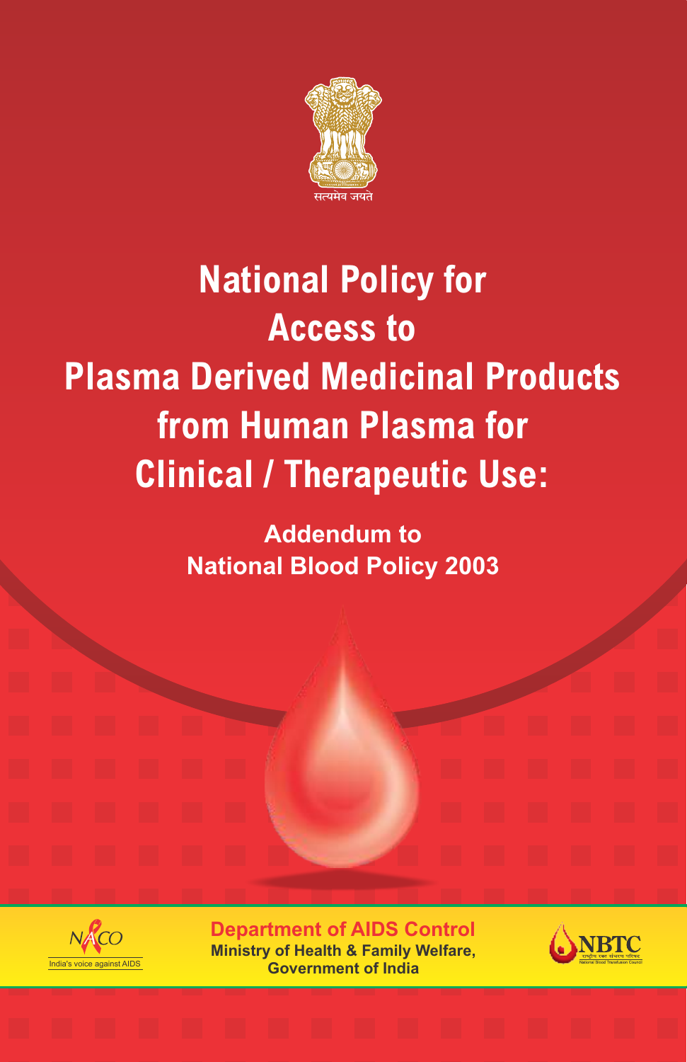सत्यमेव जयते

# National Policy for Access to Plasma Derived Medicinal Products from Human Plasma for Clinical / Therapeutic Use:

## Addendum to National Blood Policy 2003

NACO

India's voice against AIDS

**Department of AIDS Control**

**Ministry of Health & Family Welfare, Government of India**

NBTC

राष्ट्रीय रक्त संचरण परिषद

National Blood Transfusion Council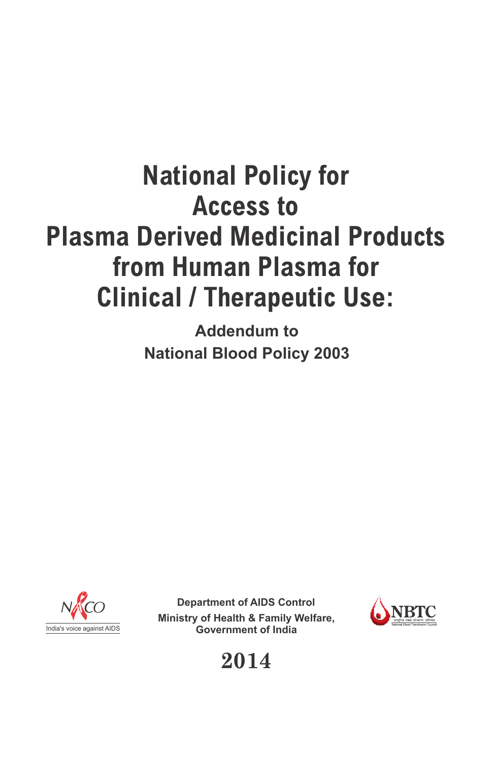# National Policy for Access to Plasma Derived Medicinal Products from Human Plasma for Clinical / Therapeutic Use:

**Addendum to**
**National Blood Policy 2003**

NACO
India's voice against AIDS

**Department of AIDS Control**
**Ministry of Health & Family Welfare,**
**Government of India**

NBTC
National Blood Transfusion Council

**2014**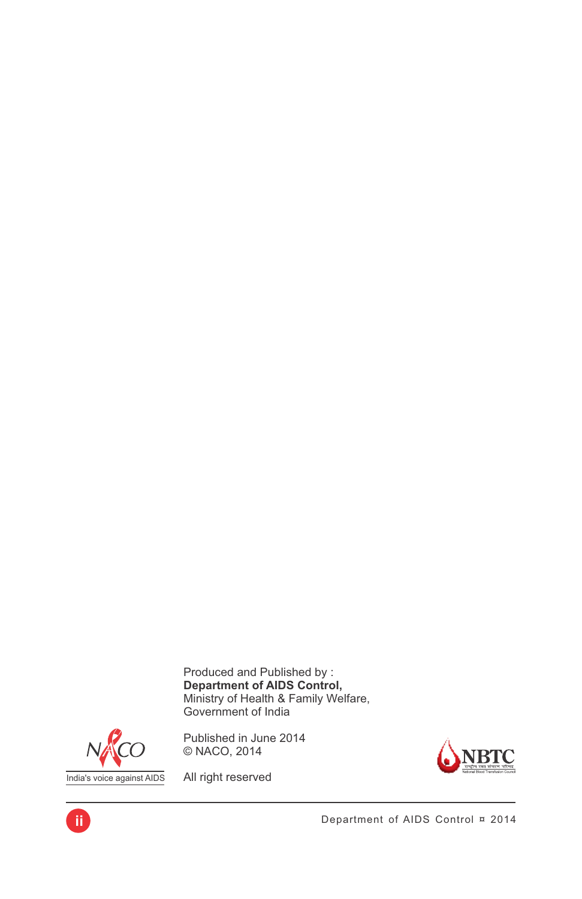Produced and Published by :
**Department of AIDS Control,**
Ministry of Health & Family Welfare,
Government of India

Published in June 2014
© NACO, 2014

All right reserved

NACO
India's voice against AIDS

NBTC
राष्ट्रीय रक्त संचरण परिषद
National Blood Transfusion Council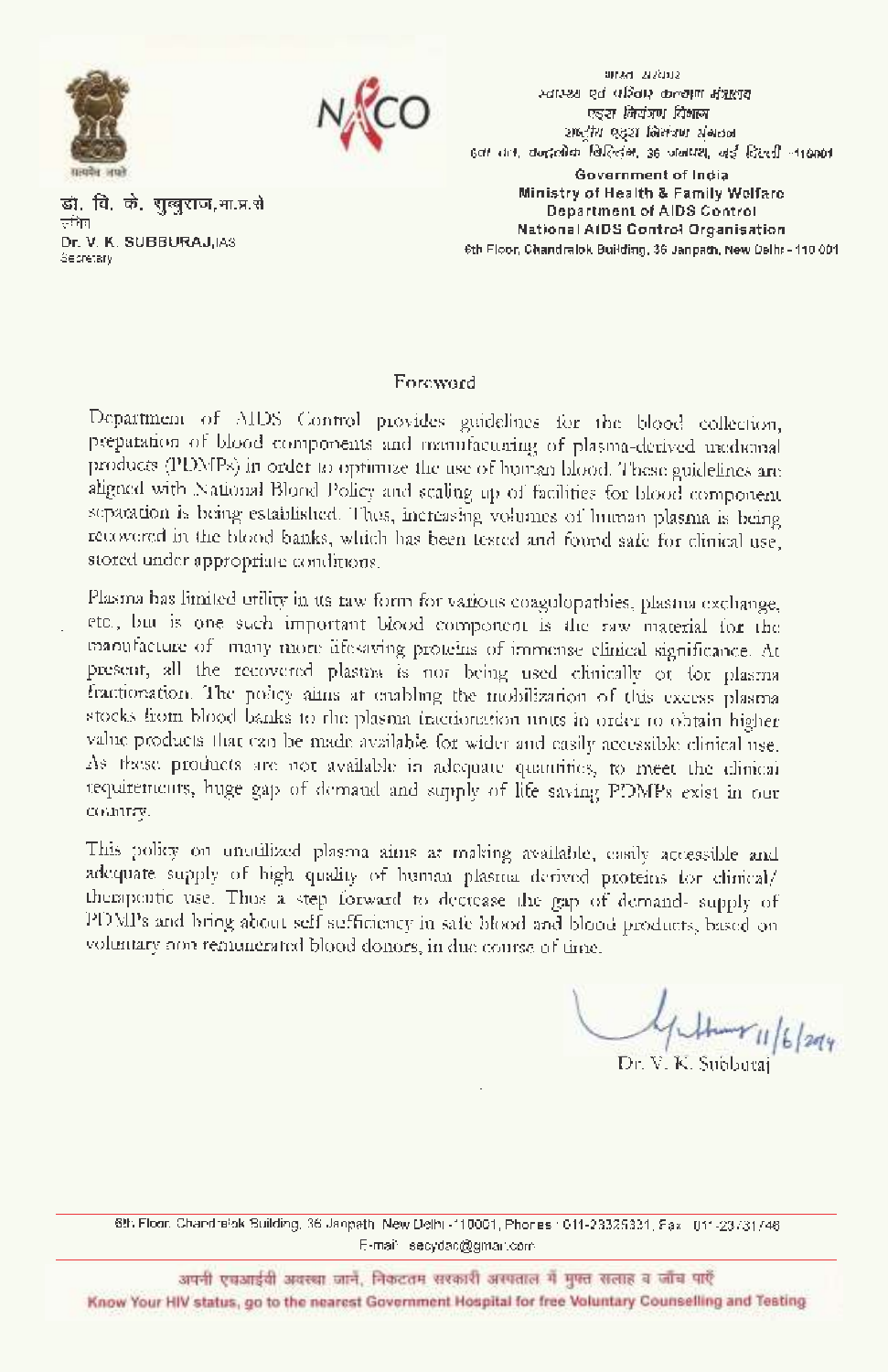डॉ. वि. के. सुब्बुराज, भा.प्र.से
सचिव
Dr. V. K. SUBBURAJ, IAS
Secretary

भारत सरकार
स्वास्थ्य एवं परिवार कल्याण मंत्रालय
एड्स नियंत्रण विभाग
राष्ट्रीय एड्स नियंत्रण संगठन
6वां तल, चन्द्रलोक बिल्डिंग, 36 जनपथ, नई दिल्ली -110001

Government of India
Ministry of Health & Family Welfare
Department of AIDS Control
National AIDS Control Organisation
6th Floor, Chandralok Building, 36 Janpath, New Delhi - 110 001

## Foreword

Department of AIDS Control provides guidelines for the blood collection, preparation of blood components and manufacturing of plasma-derived medicinal products (PDMPs) in order to optimize the use of human blood. These guidelines are aligned with National Blood Policy and scaling up of facilities for blood component separation is being established. Thus, increasing volumes of human plasma is being recovered in the blood banks, which has been tested and found safe for clinical use, stored under appropriate conditions.

Plasma has limited utility in its raw form for various coagulopathies, plasma exchange, etc., but is one such important blood component is the raw material for the manufacture of many more lifesaving proteins of immense clinical significance. At present, all the recovered plasma is not being used clinically or for plasma fractionation. The policy aims at enabling the mobilization of this excess plasma stocks from blood banks to the plasma fractionation units in order to obtain higher value products that can be made available for wider and easily accessible clinical use. As these products are not available in adequate quantities, to meet the clinical requirements, huge gap of demand and supply of life saving PDMPs exist in our country.

This policy on unutilized plasma aims at making available, easily accessible and adequate supply of high quality of human plasma derived proteins for clinical/ therapeutic use. Thus a step forward to decrease the gap of demand- supply of PDMPs and bring about self sufficiency in safe blood and blood products, based on voluntary non remunerated blood donors, in due course of time.

11/6/2014
Dr. V. K. Subburaj

6th Floor, Chandralok Building, 36 Janpath, New Delhi -110001, Phones : 011-23325331, Fax : 011-23731746
E-mail : secydac@gmail.com

अपनी एचआईवी अवस्था जानें, निकटतम सरकारी अस्पताल में मुफ्त सलाह व जाँच पाएँ
Know Your HIV status, go to the nearest Government Hospital for free Voluntary Counselling and Testing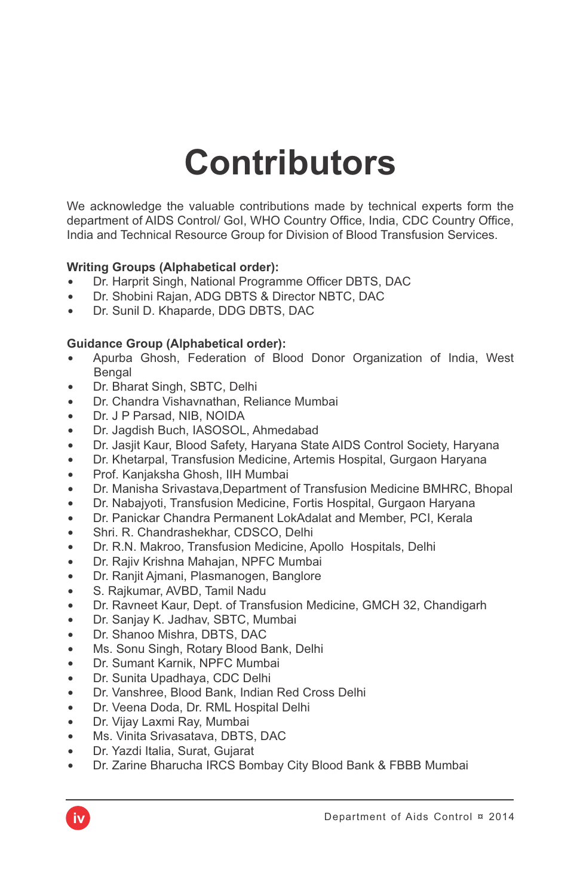# Contributors

We acknowledge the valuable contributions made by technical experts form the department of AIDS Control/ GoI, WHO Country Office, India, CDC Country Office, India and Technical Resource Group for Division of Blood Transfusion Services.

**Writing Groups (Alphabetical order):**

- Dr. Harprit Singh, National Programme Officer DBTS, DAC
- Dr. Shobini Rajan, ADG DBTS & Director NBTC, DAC
- Dr. Sunil D. Khaparde, DDG DBTS, DAC

**Guidance Group (Alphabetical order):**

- Apurba Ghosh, Federation of Blood Donor Organization of India, West Bengal
- Dr. Bharat Singh, SBTC, Delhi
- Dr. Chandra Vishavnathan, Reliance Mumbai
- Dr. J P Parsad, NIB, NOIDA
- Dr. Jagdish Buch, IASOSOL, Ahmedabad
- Dr. Jasjit Kaur, Blood Safety, Haryana State AIDS Control Society, Haryana
- Dr. Khetarpal, Transfusion Medicine, Artemis Hospital, Gurgaon Haryana
- Prof. Kanjaksha Ghosh, IIH Mumbai
- Dr. Manisha Srivastava,Department of Transfusion Medicine BMHRC, Bhopal
- Dr. Nabajyoti, Transfusion Medicine, Fortis Hospital, Gurgaon Haryana
- Dr. Panickar Chandra Permanent LokAdalat and Member, PCI, Kerala
- Shri. R. Chandrashekhar, CDSCO, Delhi
- Dr. R.N. Makroo, Transfusion Medicine, Apollo Hospitals, Delhi
- Dr. Rajiv Krishna Mahajan, NPFC Mumbai
- Dr. Ranjit Ajmani, Plasmanogen, Banglore
- S. Rajkumar, AVBD, Tamil Nadu
- Dr. Ravneet Kaur, Dept. of Transfusion Medicine, GMCH 32, Chandigarh
- Dr. Sanjay K. Jadhav, SBTC, Mumbai
- Dr. Shanoo Mishra, DBTS, DAC
- Ms. Sonu Singh, Rotary Blood Bank, Delhi
- Dr. Sumant Karnik, NPFC Mumbai
- Dr. Sunita Upadhaya, CDC Delhi
- Dr. Vanshree, Blood Bank, Indian Red Cross Delhi
- Dr. Veena Doda, Dr. RML Hospital Delhi
- Dr. Vijay Laxmi Ray, Mumbai
- Ms. Vinita Srivasatava, DBTS, DAC
- Dr. Yazdi Italia, Surat, Gujarat
- Dr. Zarine Bharucha IRCS Bombay City Blood Bank & FBBB Mumbai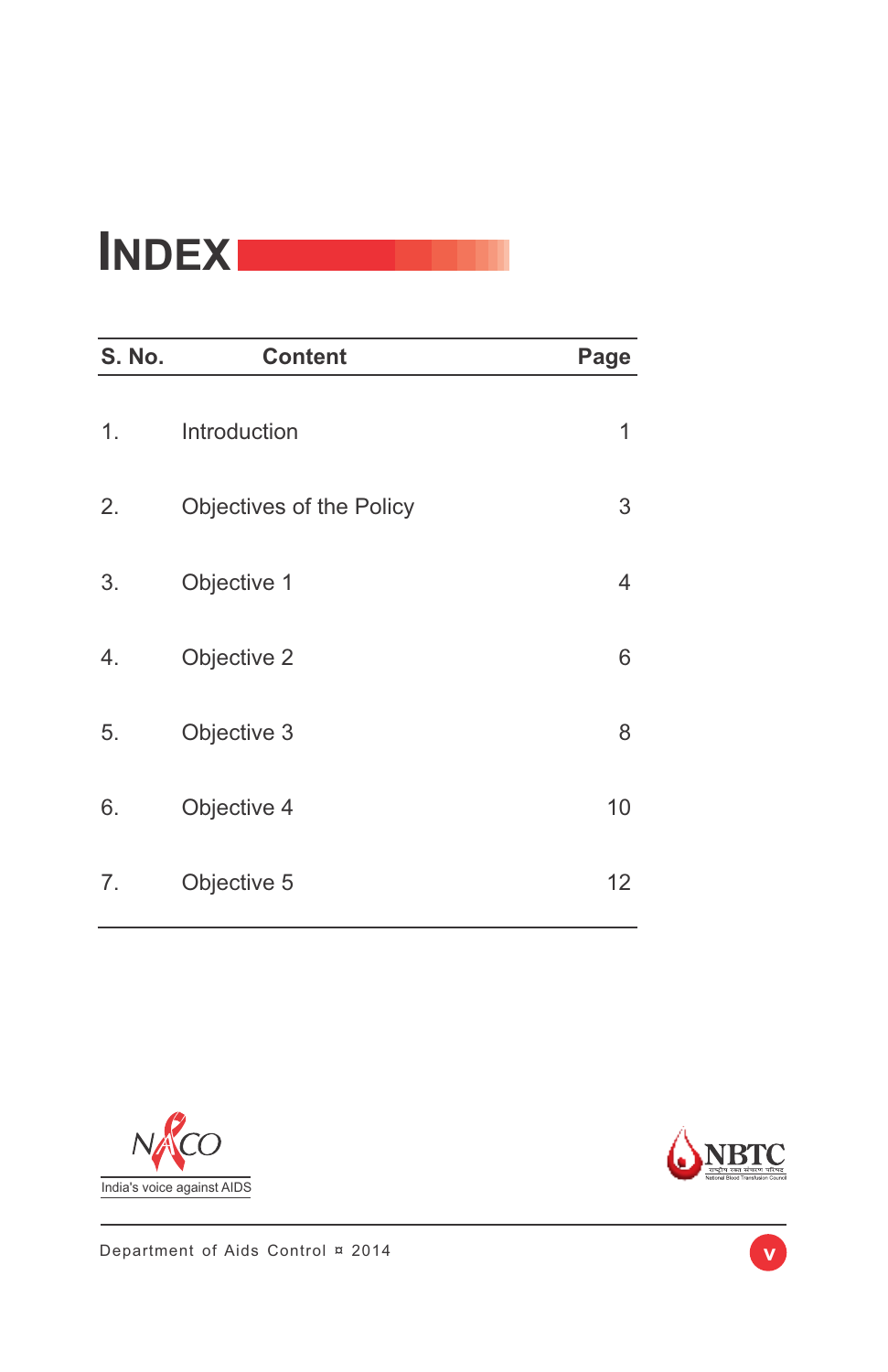# INDEX

| S. No. | Content | Page |
|---|---|---|
| 1. | Introduction | 1 |
| 2. | Objectives of the Policy | 3 |
| 3. | Objective 1 | 4 |
| 4. | Objective 2 | 6 |
| 5. | Objective 3 | 8 |
| 6. | Objective 4 | 10 |
| 7. | Objective 5 | 12 |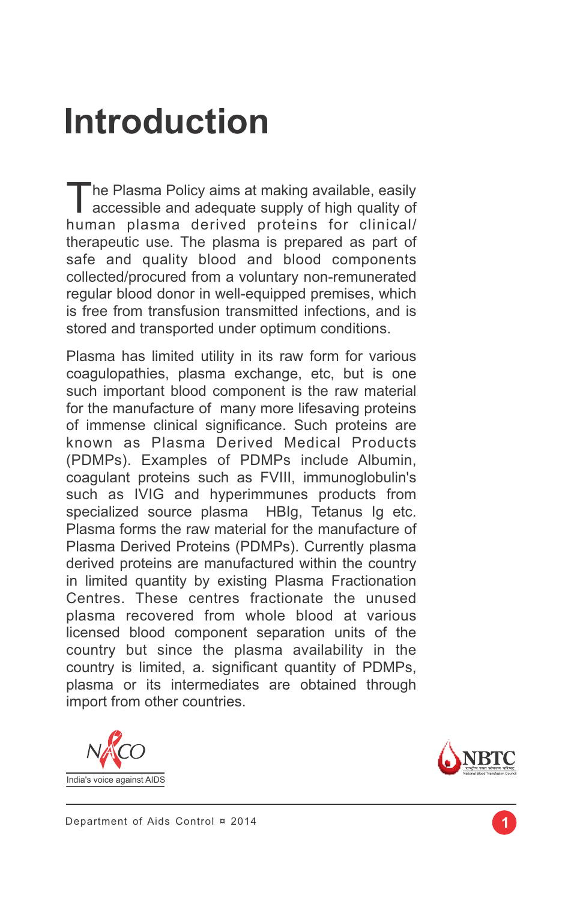# Introduction

The Plasma Policy aims at making available, easily accessible and adequate supply of high quality of human plasma derived proteins for clinical/ therapeutic use. The plasma is prepared as part of safe and quality blood and blood components collected/procured from a voluntary non-remunerated regular blood donor in well-equipped premises, which is free from transfusion transmitted infections, and is stored and transported under optimum conditions.

Plasma has limited utility in its raw form for various coagulopathies, plasma exchange, etc, but is one such important blood component is the raw material for the manufacture of many more lifesaving proteins of immense clinical significance. Such proteins are known as Plasma Derived Medical Products (PDMPs). Examples of PDMPs include Albumin, coagulant proteins such as FVIII, immunoglobulin's such as IVIG and hyperimmunes products from specialized source plasma HBIg, Tetanus Ig etc. Plasma forms the raw material for the manufacture of Plasma Derived Proteins (PDMPs). Currently plasma derived proteins are manufactured within the country in limited quantity by existing Plasma Fractionation Centres. These centres fractionate the unused plasma recovered from whole blood at various licensed blood component separation units of the country but since the plasma availability in the country is limited, a. significant quantity of PDMPs, plasma or its intermediates are obtained through import from other countries.

NACO
India's voice against AIDS

NBTC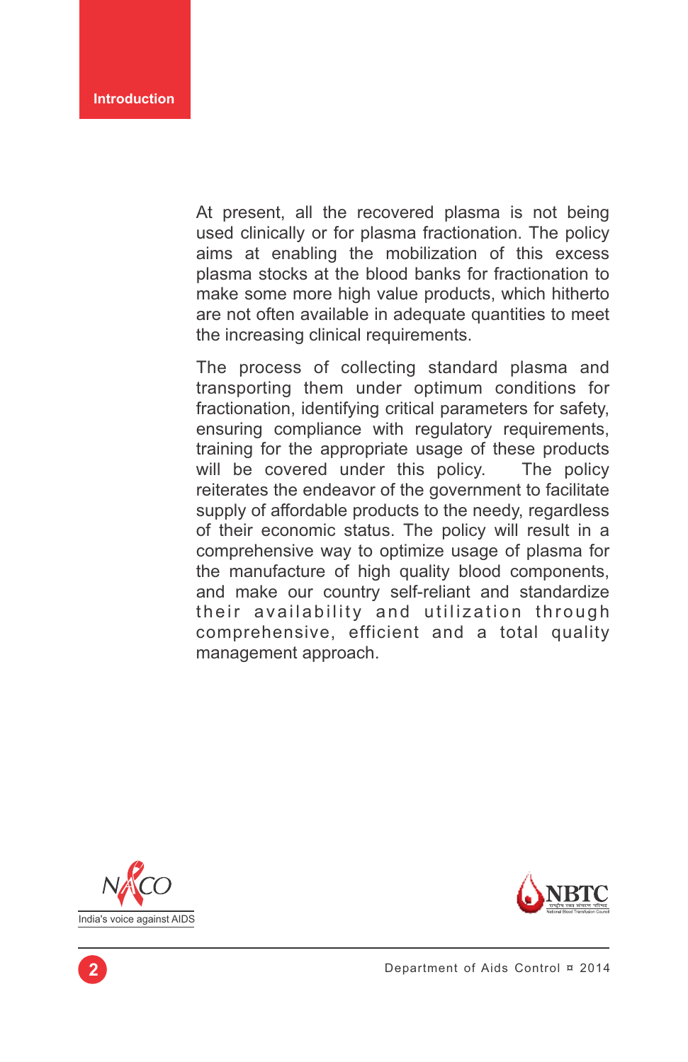At present, all the recovered plasma is not being used clinically or for plasma fractionation. The policy aims at enabling the mobilization of this excess plasma stocks at the blood banks for fractionation to make some more high value products, which hitherto are not often available in adequate quantities to meet the increasing clinical requirements.

The process of collecting standard plasma and transporting them under optimum conditions for fractionation, identifying critical parameters for safety, ensuring compliance with regulatory requirements, training for the appropriate usage of these products will be covered under this policy. The policy reiterates the endeavor of the government to facilitate supply of affordable products to the needy, regardless of their economic status. The policy will result in a comprehensive way to optimize usage of plasma for the manufacture of high quality blood components, and make our country self-reliant and standardize their availability and utilization through comprehensive, efficient and a total quality management approach.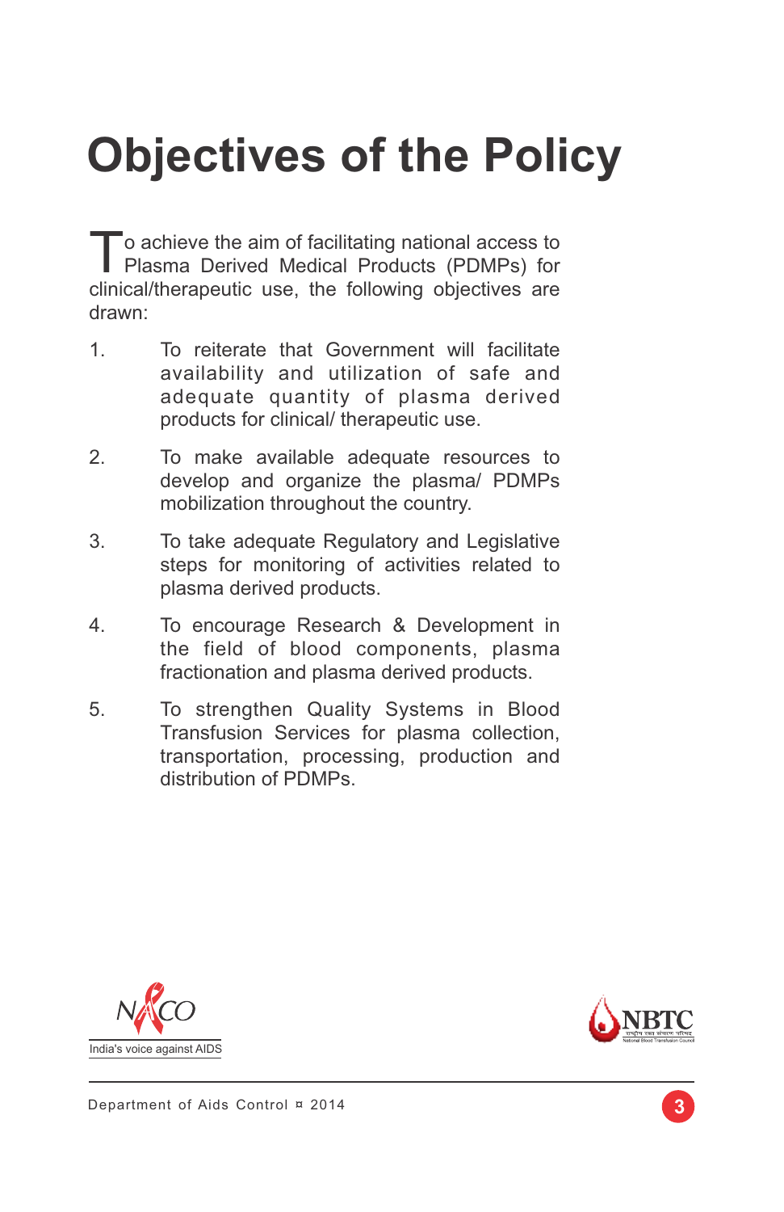# Objectives of the Policy

To achieve the aim of facilitating national access to Plasma Derived Medical Products (PDMPs) for clinical/therapeutic use, the following objectives are drawn:

1. To reiterate that Government will facilitate availability and utilization of safe and adequate quantity of plasma derived products for clinical/ therapeutic use.

2. To make available adequate resources to develop and organize the plasma/ PDMPs mobilization throughout the country.

3. To take adequate Regulatory and Legislative steps for monitoring of activities related to plasma derived products.

4. To encourage Research & Development in the field of blood components, plasma fractionation and plasma derived products.

5. To strengthen Quality Systems in Blood Transfusion Services for plasma collection, transportation, processing, production and distribution of PDMPs.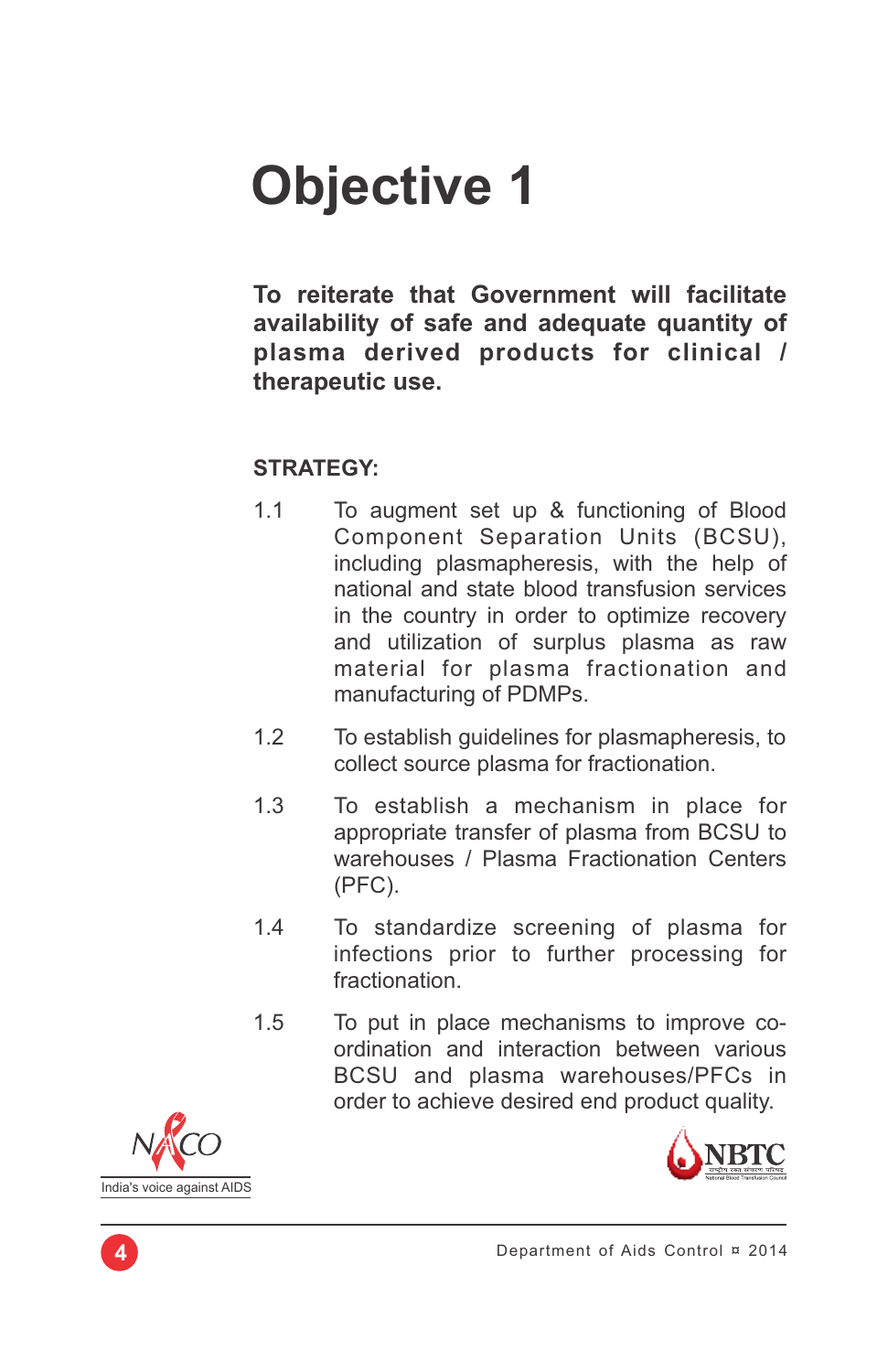# Objective 1

**To reiterate that Government will facilitate availability of safe and adequate quantity of plasma derived products for clinical / therapeutic use.**

**STRATEGY:**

1.1 To augment set up & functioning of Blood Component Separation Units (BCSU), including plasmapheresis, with the help of national and state blood transfusion services in the country in order to optimize recovery and utilization of surplus plasma as raw material for plasma fractionation and manufacturing of PDMPs.

1.2 To establish guidelines for plasmapheresis, to collect source plasma for fractionation.

1.3 To establish a mechanism in place for appropriate transfer of plasma from BCSU to warehouses / Plasma Fractionation Centers (PFC).

1.4 To standardize screening of plasma for infections prior to further processing for fractionation.

1.5 To put in place mechanisms to improve co-ordination and interaction between various BCSU and plasma warehouses/PFCs in order to achieve desired end product quality.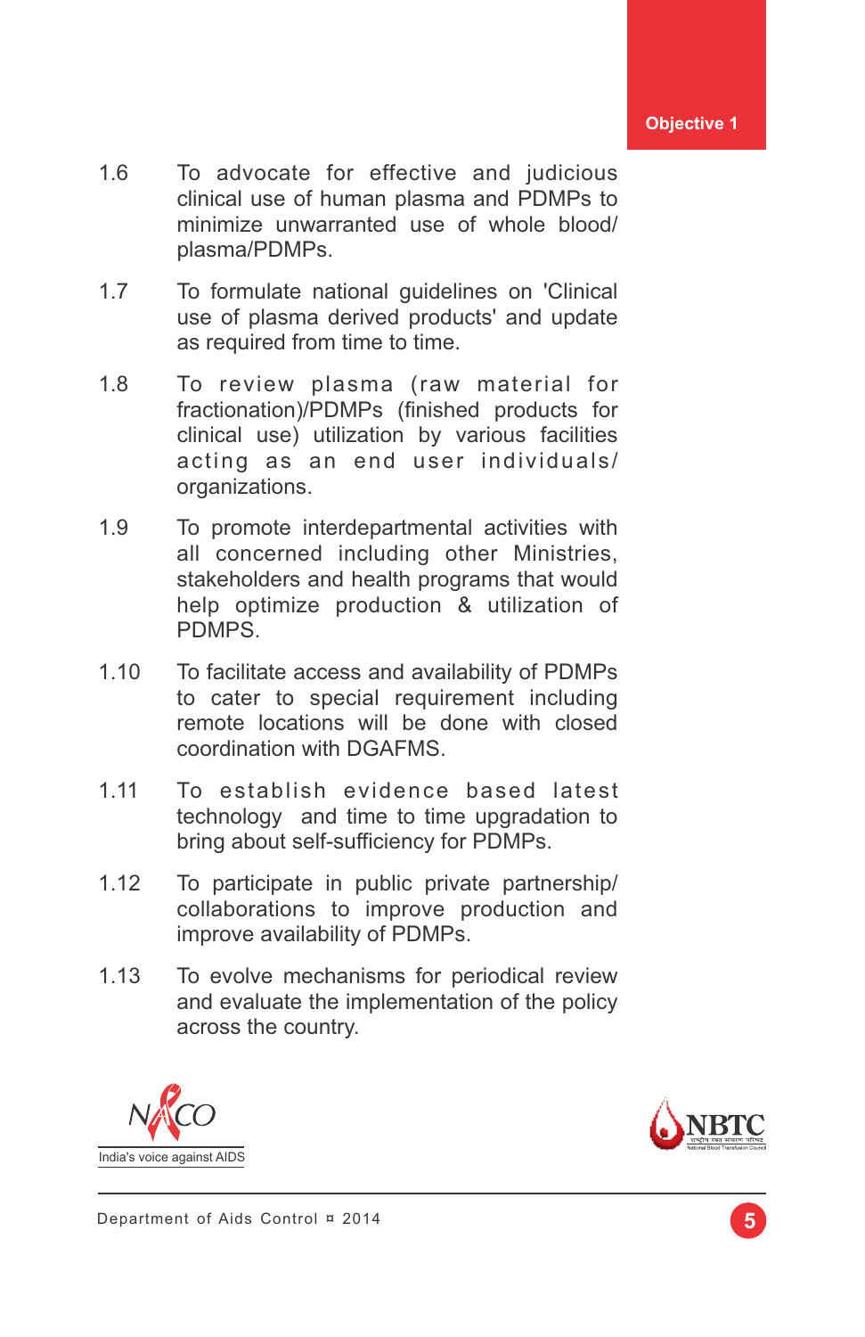1.6 To advocate for effective and judicious clinical use of human plasma and PDMPs to minimize unwarranted use of whole blood/ plasma/PDMPs.

1.7 To formulate national guidelines on 'Clinical use of plasma derived products' and update as required from time to time.

1.8 To review plasma (raw material for fractionation)/PDMPs (finished products for clinical use) utilization by various facilities acting as an end user individuals/ organizations.

1.9 To promote interdepartmental activities with all concerned including other Ministries, stakeholders and health programs that would help optimize production & utilization of PDMPS.

1.10 To facilitate access and availability of PDMPs to cater to special requirement including remote locations will be done with closed coordination with DGAFMS.

1.11 To establish evidence based latest technology and time to time upgradation to bring about self-sufficiency for PDMPs.

1.12 To participate in public private partnership/ collaborations to improve production and improve availability of PDMPs.

1.13 To evolve mechanisms for periodical review and evaluate the implementation of the policy across the country.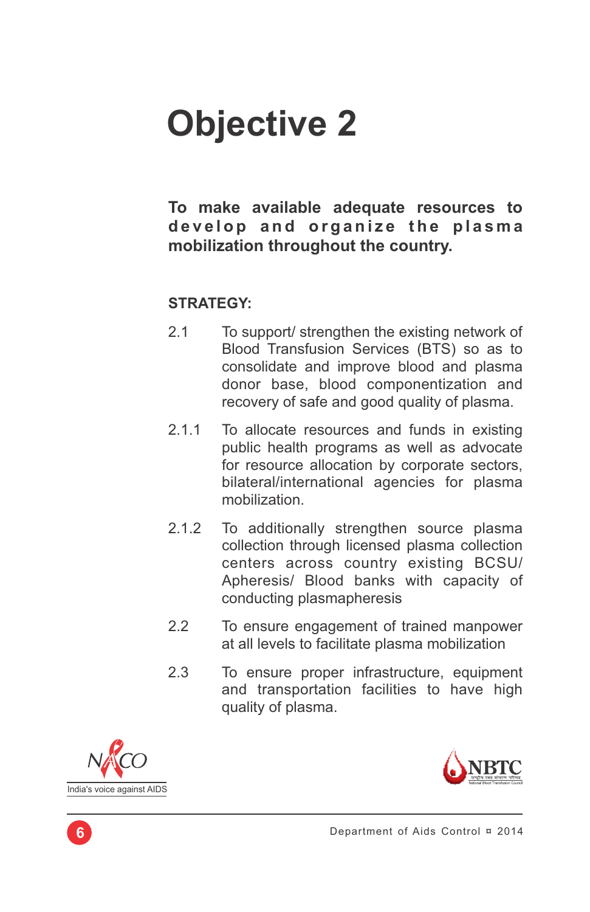# Objective 2

**To make available adequate resources to develop and organize the plasma mobilization throughout the country.**

**STRATEGY:**

2.1 To support/ strengthen the existing network of Blood Transfusion Services (BTS) so as to consolidate and improve blood and plasma donor base, blood componentization and recovery of safe and good quality of plasma.

2.1.1 To allocate resources and funds in existing public health programs as well as advocate for resource allocation by corporate sectors, bilateral/international agencies for plasma mobilization.

2.1.2 To additionally strengthen source plasma collection through licensed plasma collection centers across country existing BCSU/ Apheresis/ Blood banks with capacity of conducting plasmapheresis

2.2 To ensure engagement of trained manpower at all levels to facilitate plasma mobilization

2.3 To ensure proper infrastructure, equipment and transportation facilities to have high quality of plasma.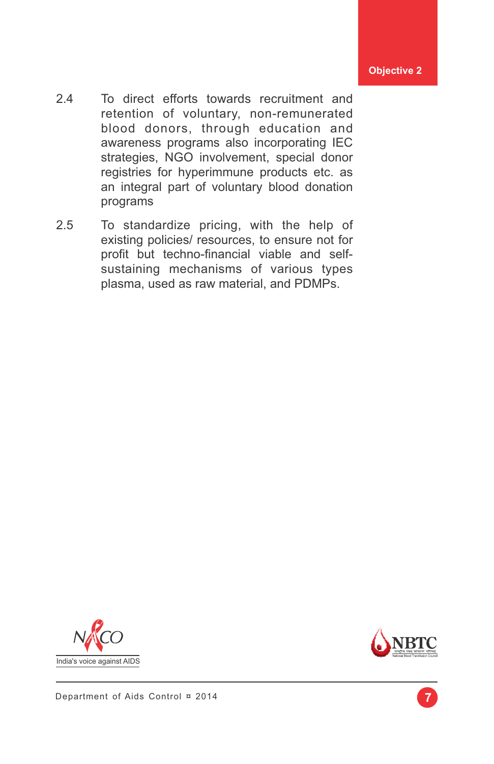2.4 To direct efforts towards recruitment and retention of voluntary, non-remunerated blood donors, through education and awareness programs also incorporating IEC strategies, NGO involvement, special donor registries for hyperimmune products etc. as an integral part of voluntary blood donation programs

2.5 To standardize pricing, with the help of existing policies/ resources, to ensure not for profit but techno-financial viable and self-sustaining mechanisms of various types plasma, used as raw material, and PDMPs.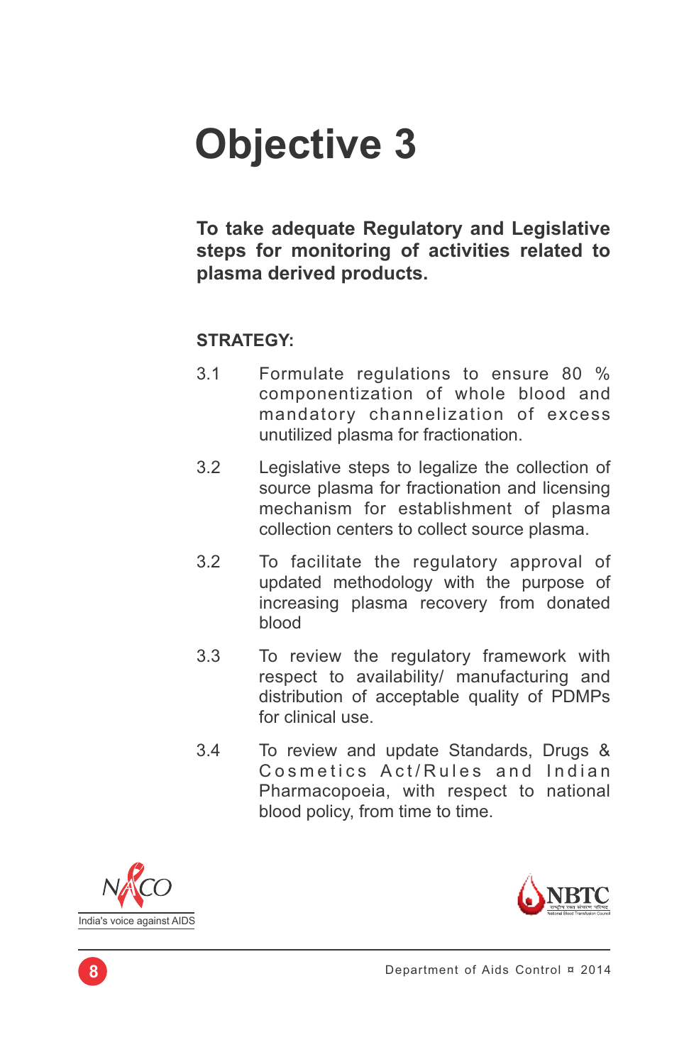# Objective 3

**To take adequate Regulatory and Legislative steps for monitoring of activities related to plasma derived products.**

**STRATEGY:**

3.1 Formulate regulations to ensure 80 % componentization of whole blood and mandatory channelization of excess unutilized plasma for fractionation.

3.2 Legislative steps to legalize the collection of source plasma for fractionation and licensing mechanism for establishment of plasma collection centers to collect source plasma.

3.2 To facilitate the regulatory approval of updated methodology with the purpose of increasing plasma recovery from donated blood

3.3 To review the regulatory framework with respect to availability/ manufacturing and distribution of acceptable quality of PDMPs for clinical use.

3.4 To review and update Standards, Drugs & Cosmetics Act/Rules and Indian Pharmacopoeia, with respect to national blood policy, from time to time.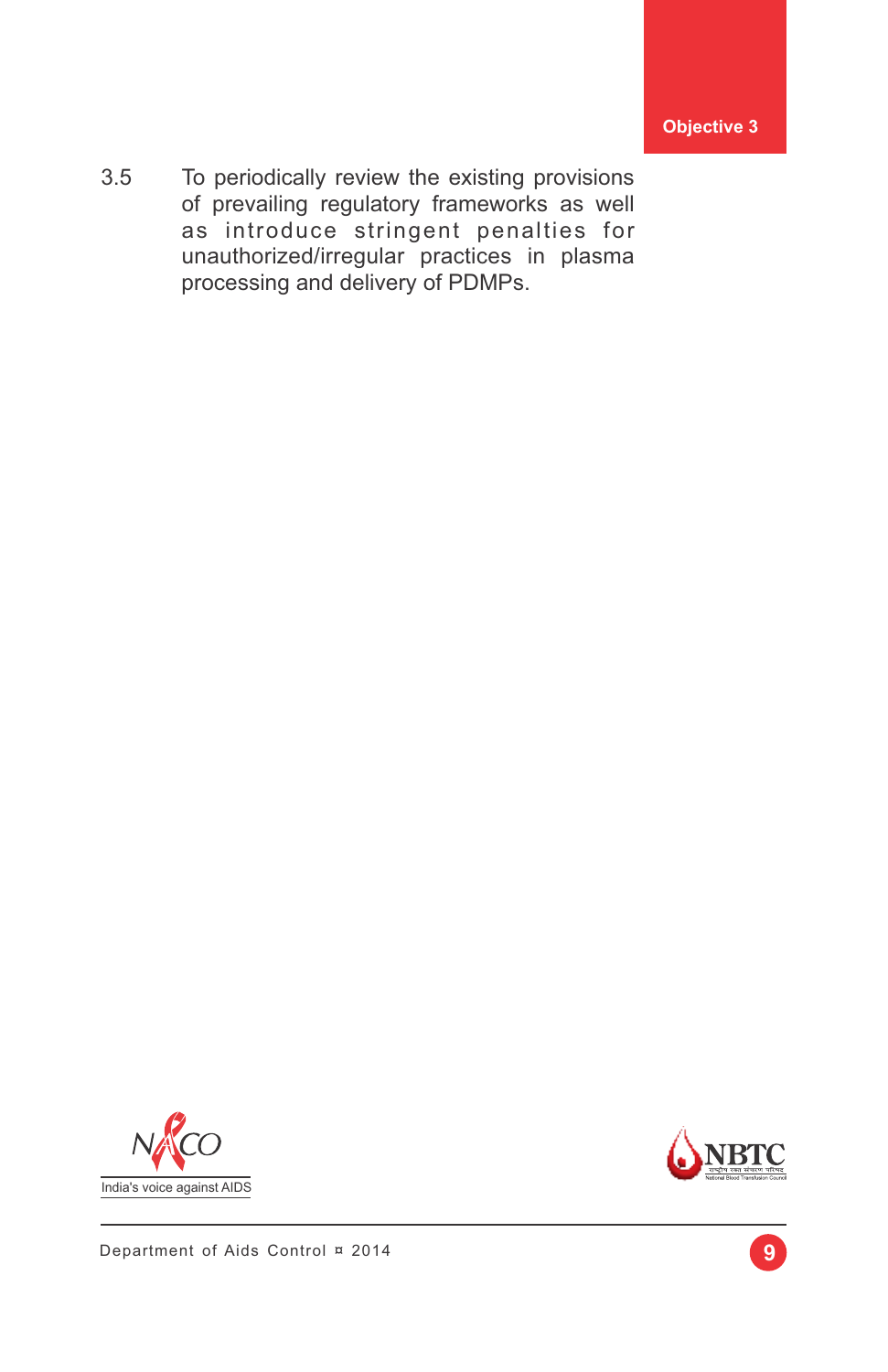3.5 To periodically review the existing provisions of prevailing regulatory frameworks as well as introduce stringent penalties for unauthorized/irregular practices in plasma processing and delivery of PDMPs.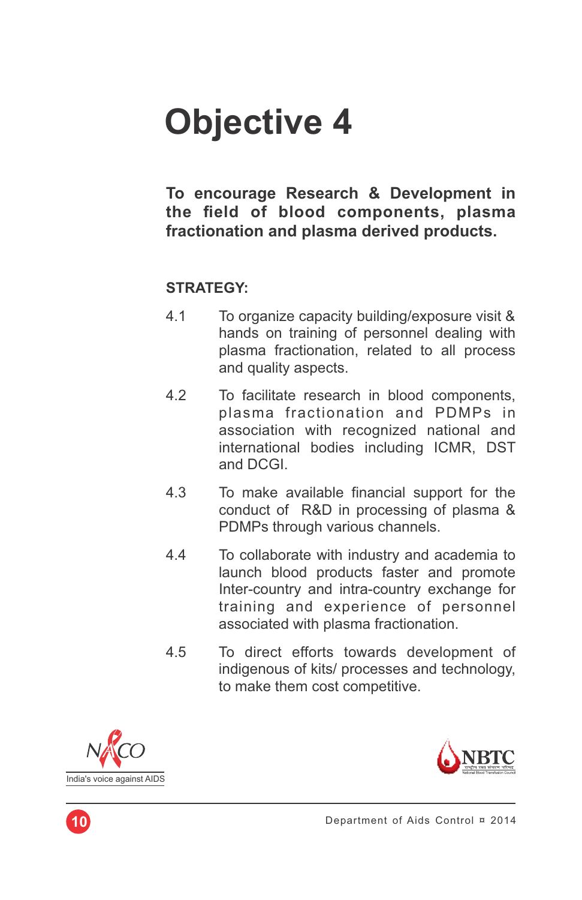# Objective 4

**To encourage Research & Development in the field of blood components, plasma fractionation and plasma derived products.**

**STRATEGY:**

4.1 To organize capacity building/exposure visit & hands on training of personnel dealing with plasma fractionation, related to all process and quality aspects.

4.2 To facilitate research in blood components, plasma fractionation and PDMPs in association with recognized national and international bodies including ICMR, DST and DCGI.

4.3 To make available financial support for the conduct of R&D in processing of plasma & PDMPs through various channels.

4.4 To collaborate with industry and academia to launch blood products faster and promote Inter-country and intra-country exchange for training and experience of personnel associated with plasma fractionation.

4.5 To direct efforts towards development of indigenous of kits/ processes and technology, to make them cost competitive.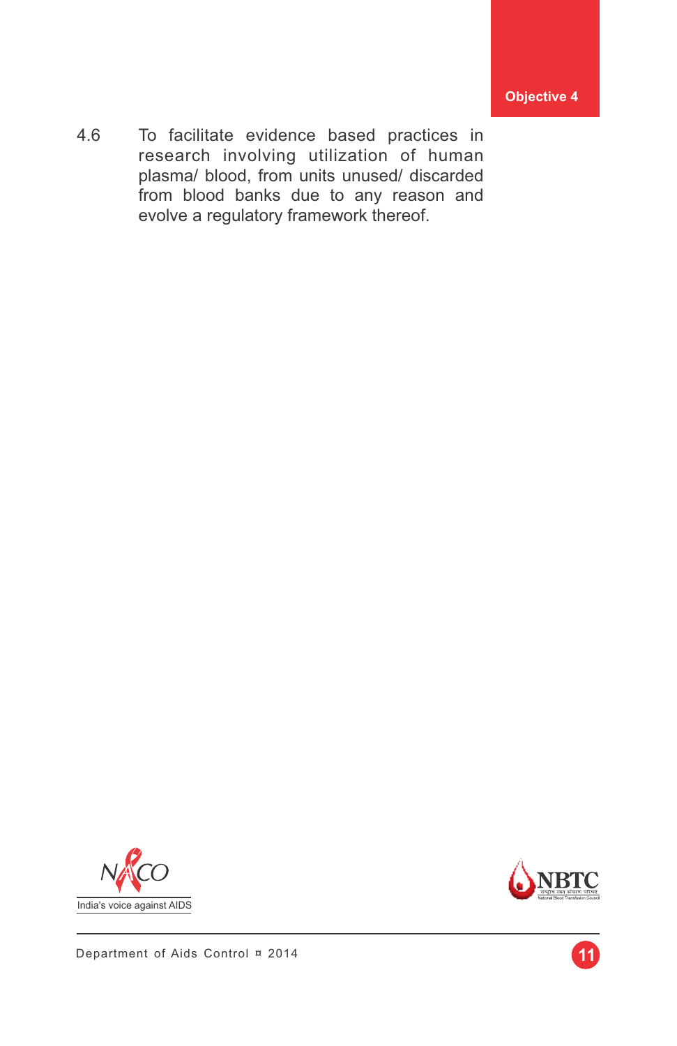4.6 To facilitate evidence based practices in research involving utilization of human plasma/ blood, from units unused/ discarded from blood banks due to any reason and evolve a regulatory framework thereof.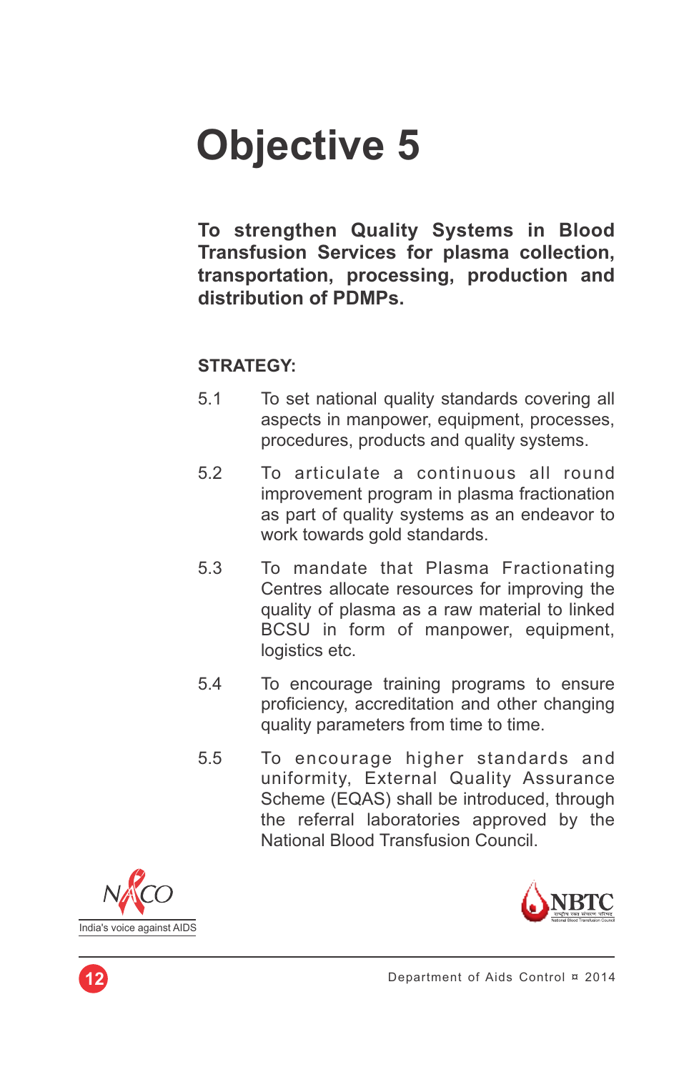# Objective 5

**To strengthen Quality Systems in Blood Transfusion Services for plasma collection, transportation, processing, production and distribution of PDMPs.**

**STRATEGY:**

5.1 To set national quality standards covering all aspects in manpower, equipment, processes, procedures, products and quality systems.

5.2 To articulate a continuous all round improvement program in plasma fractionation as part of quality systems as an endeavor to work towards gold standards.

5.3 To mandate that Plasma Fractionating Centres allocate resources for improving the quality of plasma as a raw material to linked BCSU in form of manpower, equipment, logistics etc.

5.4 To encourage training programs to ensure proficiency, accreditation and other changing quality parameters from time to time.

5.5 To encourage higher standards and uniformity, External Quality Assurance Scheme (EQAS) shall be introduced, through the referral laboratories approved by the National Blood Transfusion Council.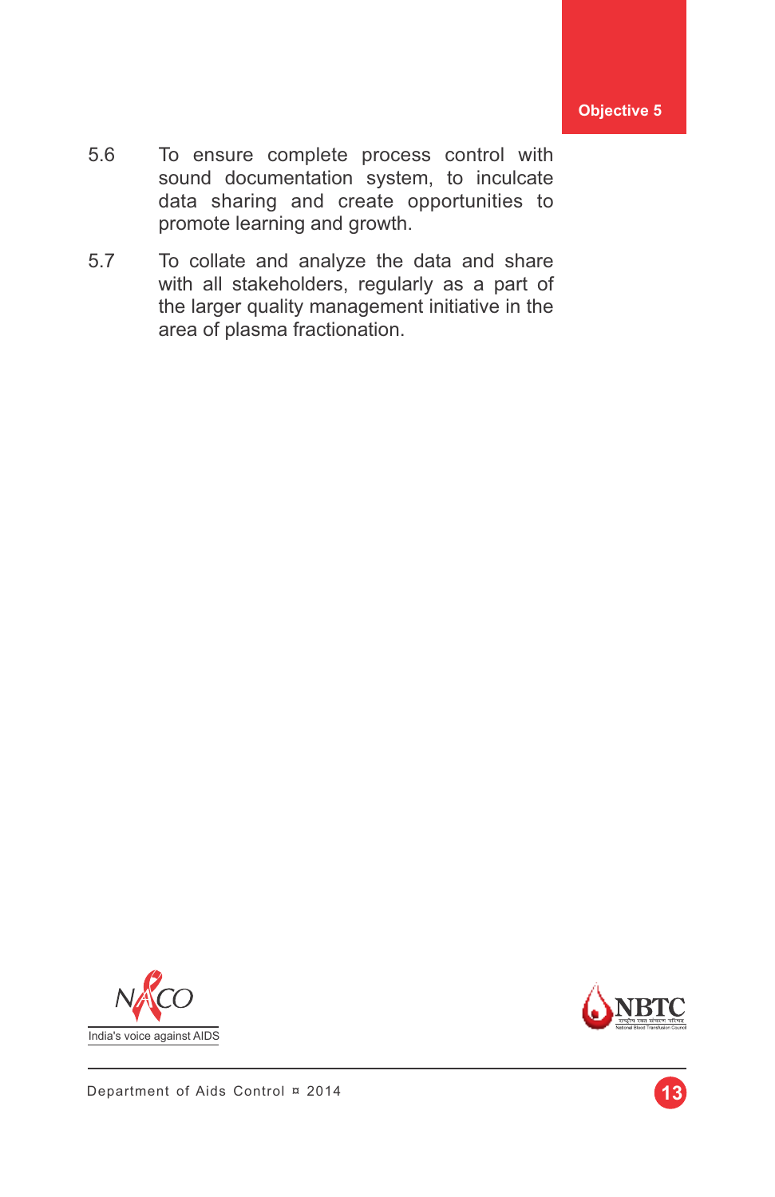5.6 To ensure complete process control with sound documentation system, to inculcate data sharing and create opportunities to promote learning and growth.

5.7 To collate and analyze the data and share with all stakeholders, regularly as a part of the larger quality management initiative in the area of plasma fractionation.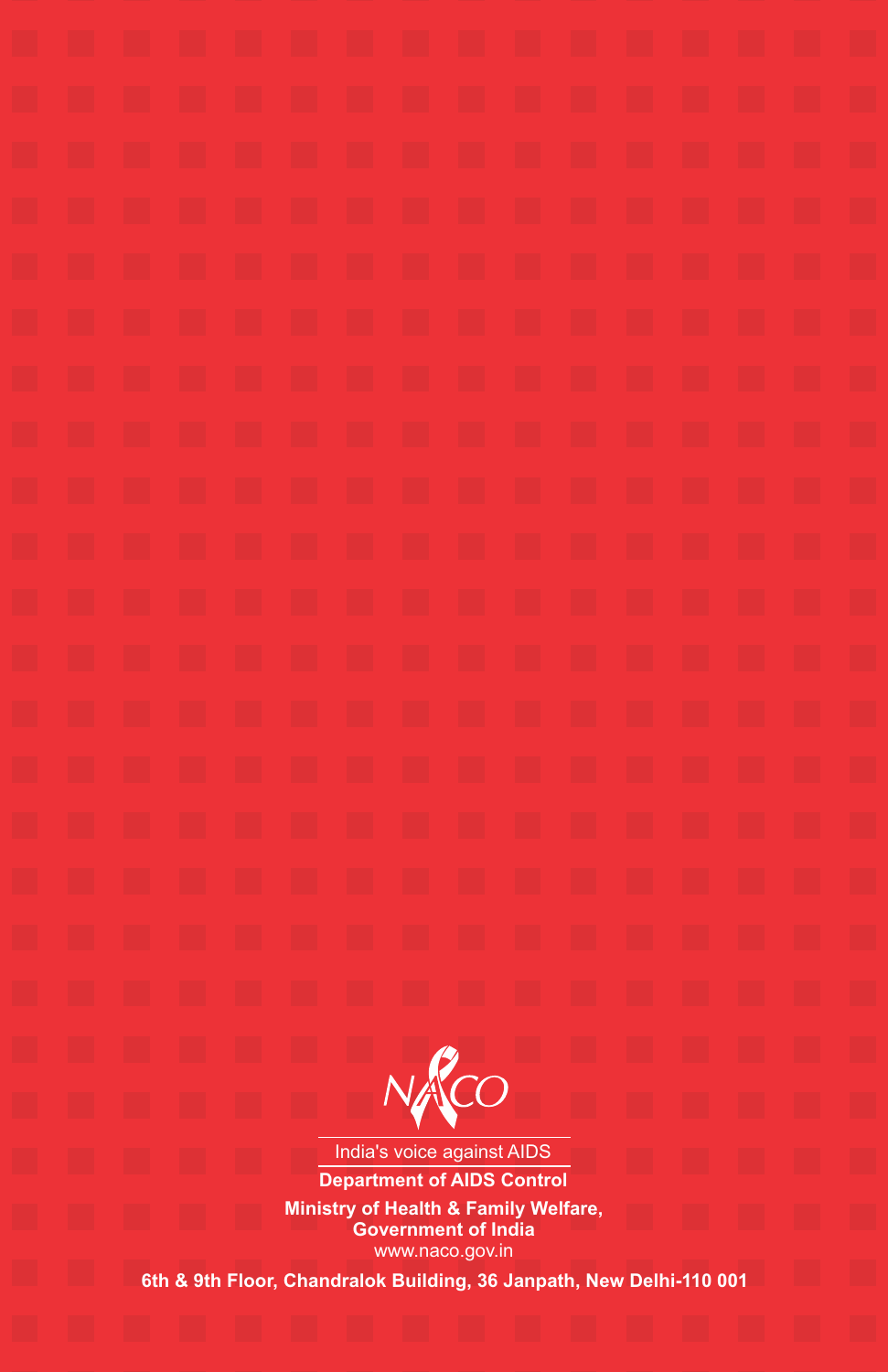NACO

India's voice against AIDS

**Department of AIDS Control**

**Ministry of Health & Family Welfare, Government of India**

www.naco.gov.in

**6th & 9th Floor, Chandralok Building, 36 Janpath, New Delhi-110 001**